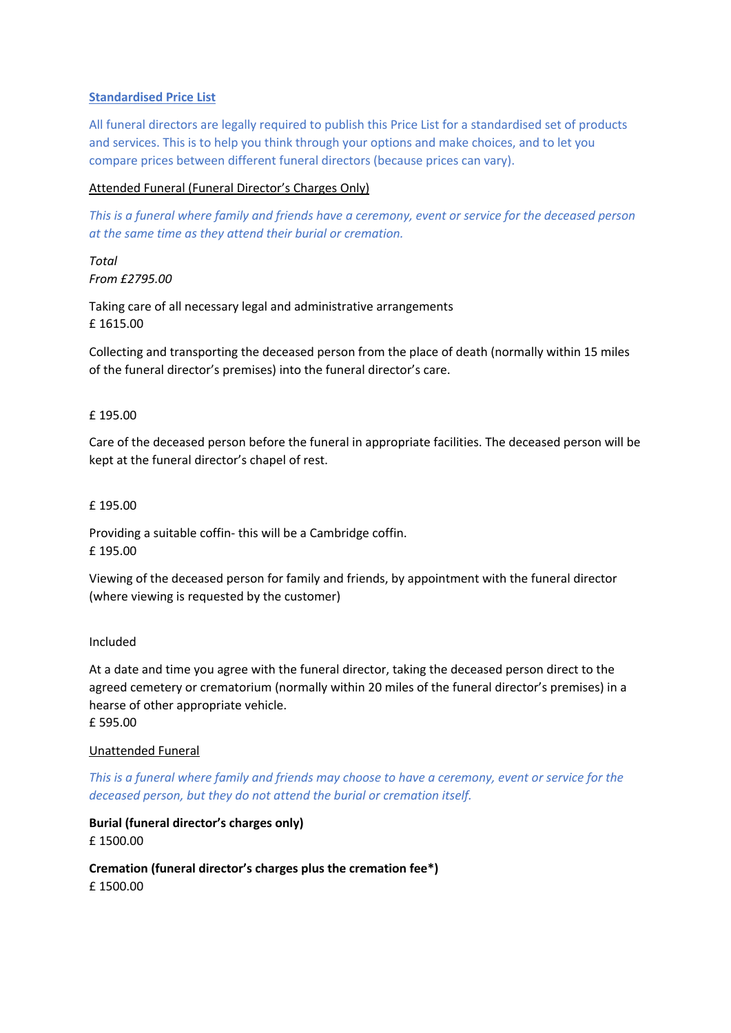## Standardised Price List

All funeral directors are legally required to publish this Price List for a standardised set of products and services. This is to help you think through your options and make choices, and to let you compare prices between different funeral directors (because prices can vary).

### Attended Funeral (Funeral Director's Charges Only)

*This is a funeral where family and friends have a ceremony, event or service for the deceased person at the same time as they attend their burial or cremation.*

*Total*
*From £2795.00*

Taking care of all necessary legal and administrative arrangements
£ 1615.00

Collecting and transporting the deceased person from the place of death (normally within 15 miles of the funeral director's premises) into the funeral director's care.

£ 195.00

Care of the deceased person before the funeral in appropriate facilities. The deceased person will be kept at the funeral director's chapel of rest.

£ 195.00

Providing a suitable coffin- this will be a Cambridge coffin.
£ 195.00

Viewing of the deceased person for family and friends, by appointment with the funeral director (where viewing is requested by the customer)

Included

At a date and time you agree with the funeral director, taking the deceased person direct to the agreed cemetery or crematorium (normally within 20 miles of the funeral director's premises) in a hearse of other appropriate vehicle.
£ 595.00

### Unattended Funeral

*This is a funeral where family and friends may choose to have a ceremony, event or service for the deceased person, but they do not attend the burial or cremation itself.*

**Burial (funeral director's charges only)**
£ 1500.00

**Cremation (funeral director's charges plus the cremation fee*)**
£ 1500.00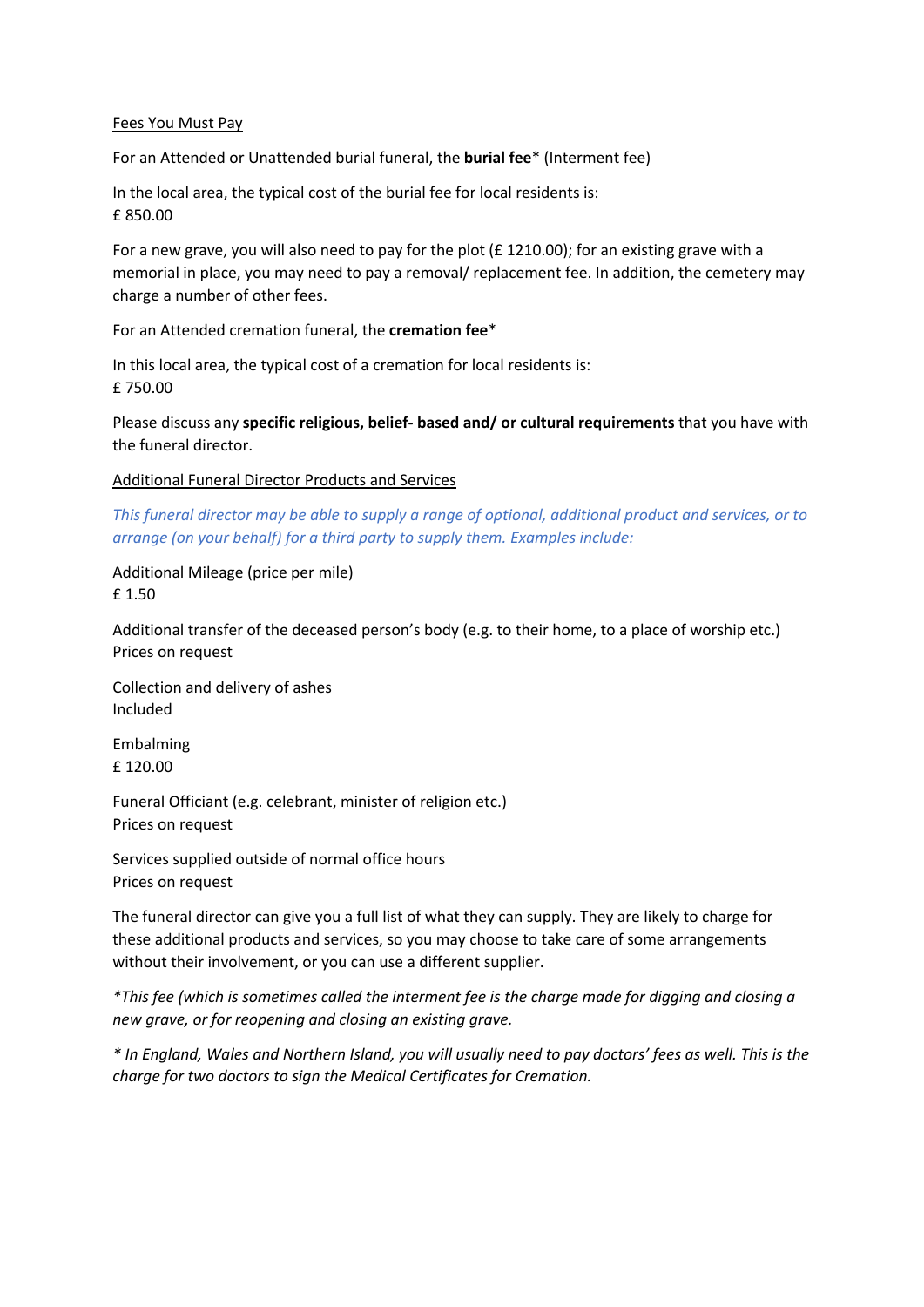Fees You Must Pay

For an Attended or Unattended burial funeral, the **burial fee*** (Interment fee)

In the local area, the typical cost of the burial fee for local residents is:
£ 850.00

For a new grave, you will also need to pay for the plot (£ 1210.00); for an existing grave with a memorial in place, you may need to pay a removal/ replacement fee. In addition, the cemetery may charge a number of other fees.

For an Attended cremation funeral, the **cremation fee***

In this local area, the typical cost of a cremation for local residents is:
£ 750.00

Please discuss any **specific religious, belief- based and/ or cultural requirements** that you have with the funeral director.

Additional Funeral Director Products and Services

*This funeral director may be able to supply a range of optional, additional product and services, or to arrange (on your behalf) for a third party to supply them. Examples include:*

Additional Mileage (price per mile)
£ 1.50

Additional transfer of the deceased person's body (e.g. to their home, to a place of worship etc.)
Prices on request

Collection and delivery of ashes
Included

Embalming
£ 120.00

Funeral Officiant (e.g. celebrant, minister of religion etc.)
Prices on request

Services supplied outside of normal office hours
Prices on request

The funeral director can give you a full list of what they can supply. They are likely to charge for these additional products and services, so you may choose to take care of some arrangements without their involvement, or you can use a different supplier.

**This fee (which is sometimes called the interment fee is the charge made for digging and closing a new grave, or for reopening and closing an existing grave.*

** In England, Wales and Northern Island, you will usually need to pay doctors' fees as well. This is the charge for two doctors to sign the Medical Certificates for Cremation.*